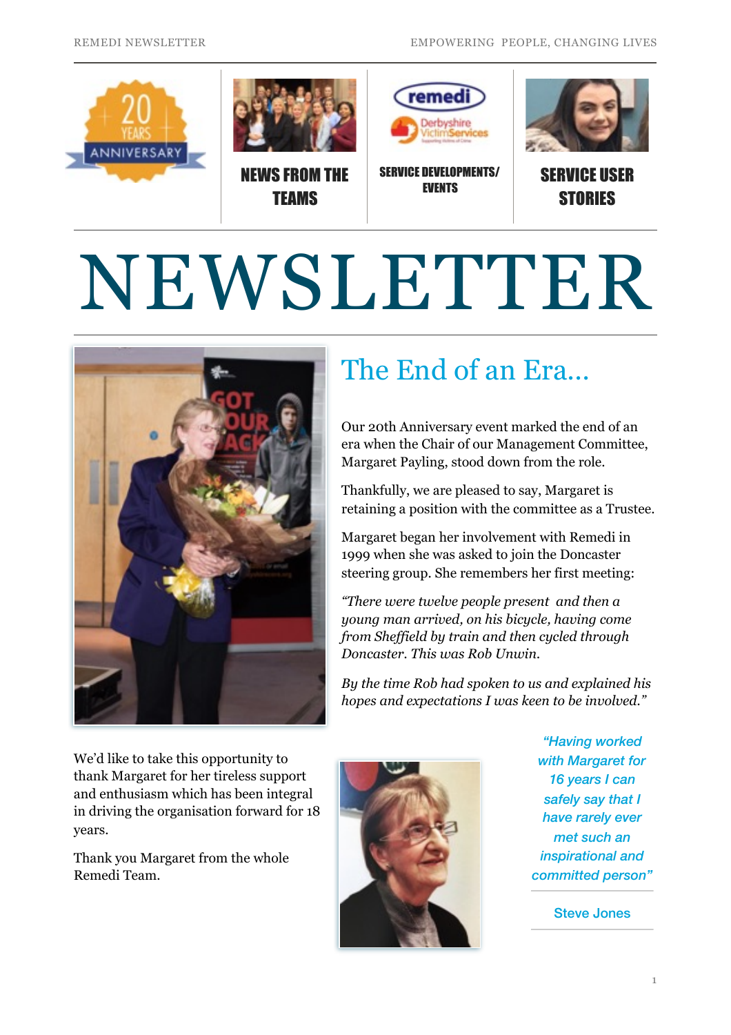NEWS FROM THE TEAMS

SERVICE DEVELOPMENTS/ EVENTS

SERVICE USER STORIES

# NEWSLETTER

## The End of an Era...

Our 20th Anniversary event marked the end of an era when the Chair of our Management Committee, Margaret Payling, stood down from the role.

Thankfully, we are pleased to say, Margaret is retaining a position with the committee as a Trustee.

Margaret began her involvement with Remedi in 1999 when she was asked to join the Doncaster steering group. She remembers her first meeting:

*"There were twelve people present and then a young man arrived, on his bicycle, having come from Sheffield by train and then cycled through Doncaster. This was Rob Unwin.*

*By the time Rob had spoken to us and explained his hopes and expectations I was keen to be involved."*

We'd like to take this opportunity to thank Margaret for her tireless support and enthusiasm which has been integral in driving the organisation forward for 18 years.

Thank you Margaret from the whole Remedi Team.

> *"Having worked with Margaret for 16 years I can safely say that I have rarely ever met such an inspirational and committed person"*
>
> Steve Jones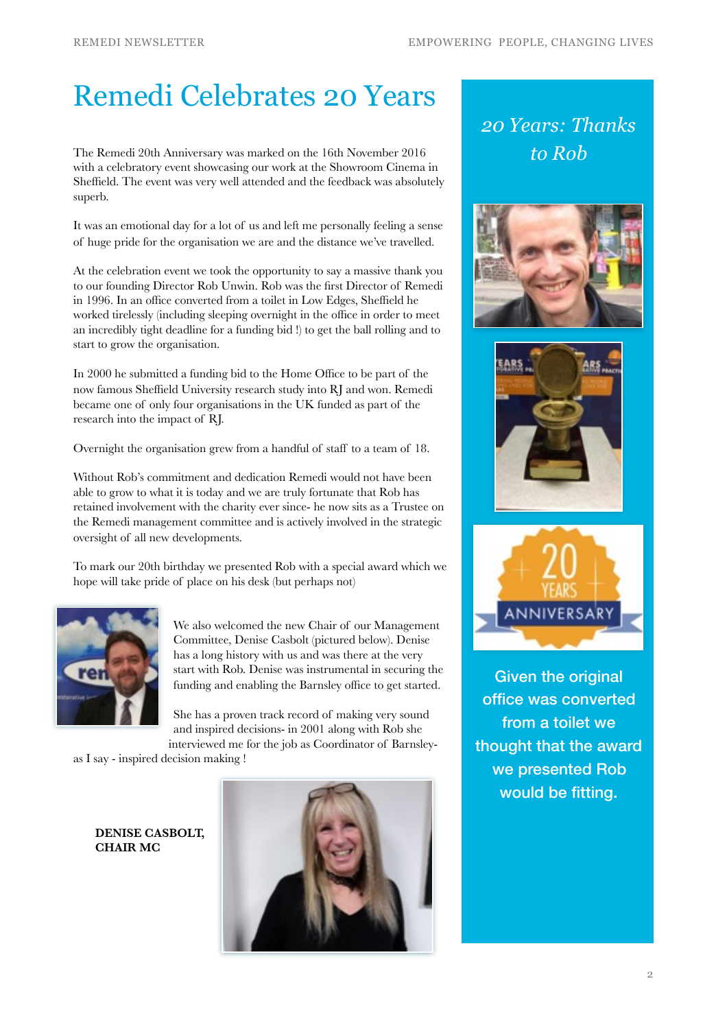# Remedi Celebrates 20 Years

The Remedi 20th Anniversary was marked on the 16th November 2016 with a celebratory event showcasing our work at the Showroom Cinema in Sheffield. The event was very well attended and the feedback was absolutely superb.

It was an emotional day for a lot of us and left me personally feeling a sense of huge pride for the organisation we are and the distance we've travelled.

At the celebration event we took the opportunity to say a massive thank you to our founding Director Rob Unwin. Rob was the first Director of Remedi in 1996. In an office converted from a toilet in Low Edges, Sheffield he worked tirelessly (including sleeping overnight in the office in order to meet an incredibly tight deadline for a funding bid !) to get the ball rolling and to start to grow the organisation.

In 2000 he submitted a funding bid to the Home Office to be part of the now famous Sheffield University research study into RJ and won. Remedi became one of only four organisations in the UK funded as part of the research into the impact of RJ.

Overnight the organisation grew from a handful of staff to a team of 18.

Without Rob's commitment and dedication Remedi would not have been able to grow to what it is today and we are truly fortunate that Rob has retained involvement with the charity ever since- he now sits as a Trustee on the Remedi management committee and is actively involved in the strategic oversight of all new developments.

To mark our 20th birthday we presented Rob with a special award which we hope will take pride of place on his desk (but perhaps not)

We also welcomed the new Chair of our Management Committee, Denise Casbolt (pictured below). Denise has a long history with us and was there at the very start with Rob. Denise was instrumental in securing the funding and enabling the Barnsley office to get started.

She has a proven track record of making very sound and inspired decisions- in 2001 along with Rob she interviewed me for the job as Coordinator of Barnsley- as I say - inspired decision making !

**DENISE CASBOLT, CHAIR MC**

## *20 Years: Thanks to Rob*

**Given the original office was converted from a toilet we thought that the award we presented Rob would be fitting.**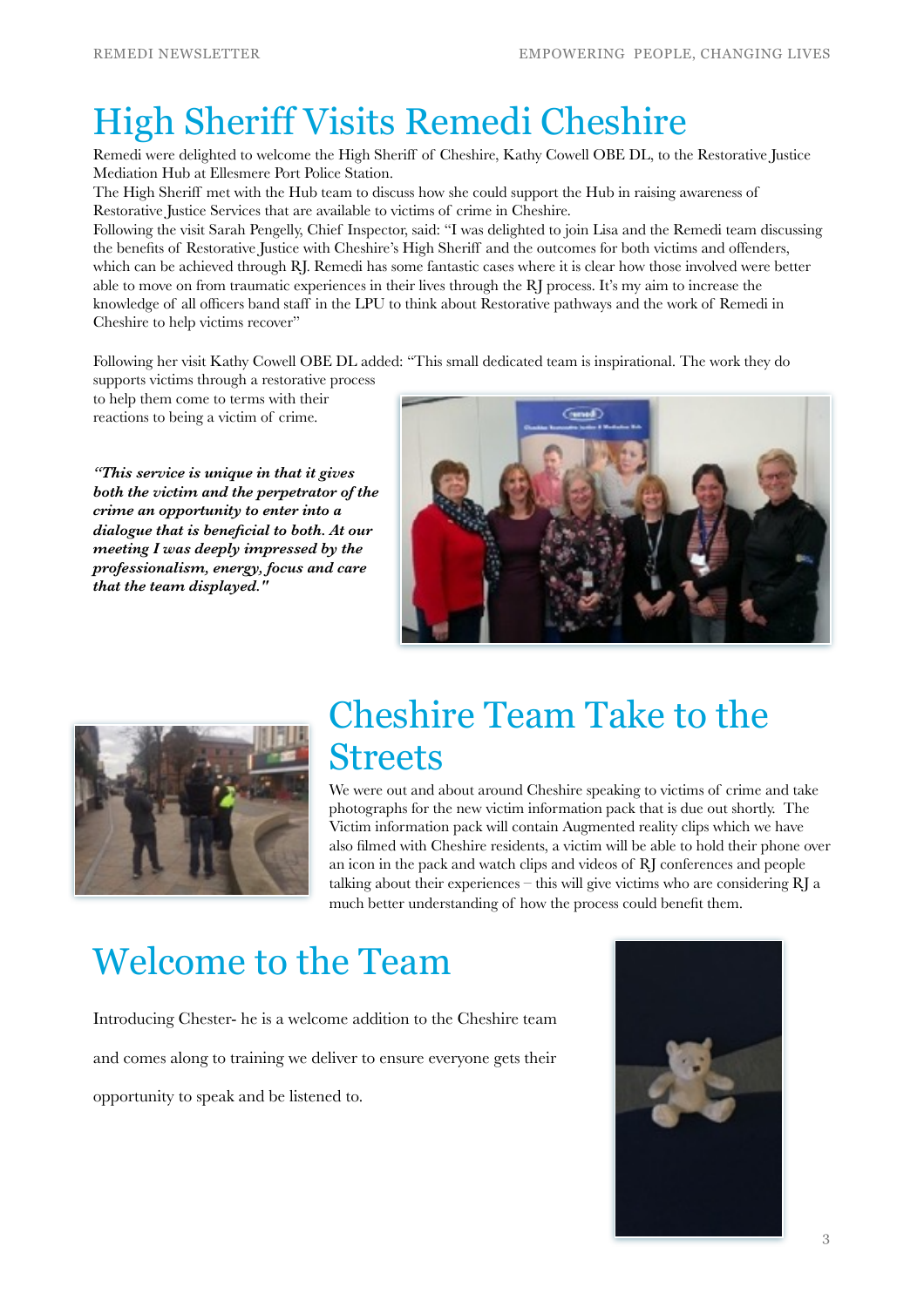# High Sheriff Visits Remedi Cheshire

Remedi were delighted to welcome the High Sheriff of Cheshire, Kathy Cowell OBE DL, to the Restorative Justice Mediation Hub at Ellesmere Port Police Station.

The High Sheriff met with the Hub team to discuss how she could support the Hub in raising awareness of Restorative Justice Services that are available to victims of crime in Cheshire.

Following the visit Sarah Pengelly, Chief Inspector, said: "I was delighted to join Lisa and the Remedi team discussing the benefits of Restorative Justice with Cheshire's High Sheriff and the outcomes for both victims and offenders, which can be achieved through RJ. Remedi has some fantastic cases where it is clear how those involved were better able to move on from traumatic experiences in their lives through the RJ process. It's my aim to increase the knowledge of all officers band staff in the LPU to think about Restorative pathways and the work of Remedi in Cheshire to help victims recover"

Following her visit Kathy Cowell OBE DL added: "This small dedicated team is inspirational. The work they do supports victims through a restorative process to help them come to terms with their reactions to being a victim of crime.

***"This service is unique in that it gives both the victim and the perpetrator of the crime an opportunity to enter into a dialogue that is beneficial to both. At our meeting I was deeply impressed by the professionalism, energy, focus and care that the team displayed."***

# Cheshire Team Take to the Streets

We were out and about around Cheshire speaking to victims of crime and take photographs for the new victim information pack that is due out shortly. The Victim information pack will contain Augmented reality clips which we have also filmed with Cheshire residents, a victim will be able to hold their phone over an icon in the pack and watch clips and videos of RJ conferences and people talking about their experiences – this will give victims who are considering RJ a much better understanding of how the process could benefit them.

# Welcome to the Team

Introducing Chester- he is a welcome addition to the Cheshire team and comes along to training we deliver to ensure everyone gets their opportunity to speak and be listened to.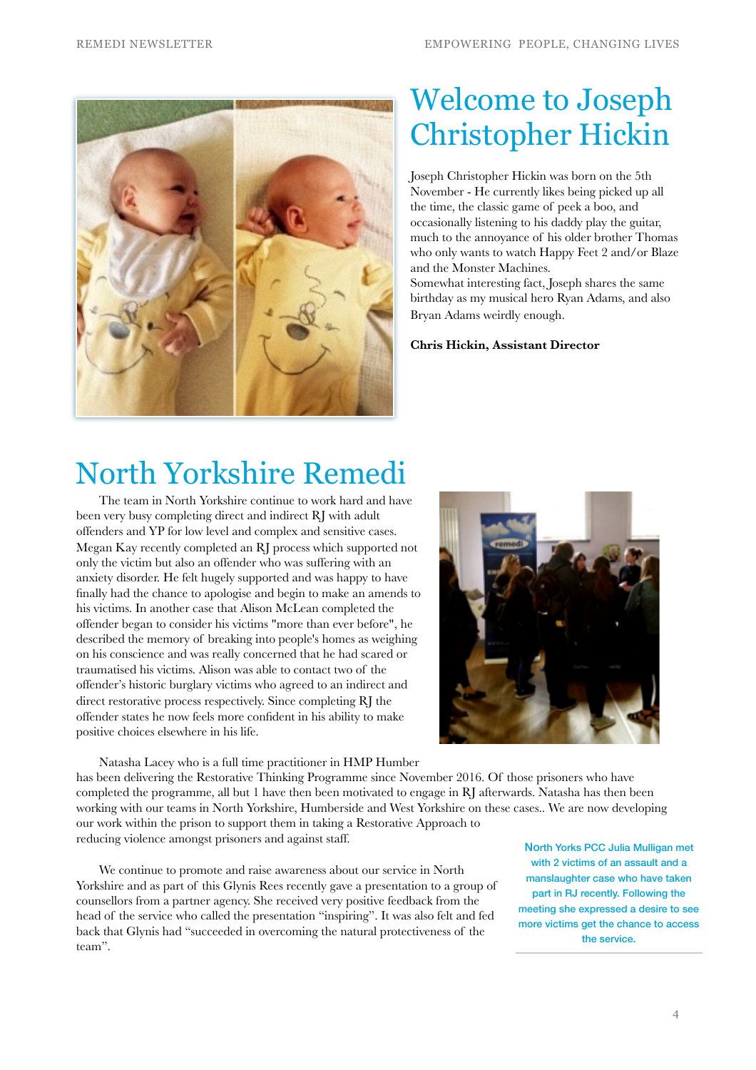# Welcome to Joseph Christopher Hickin

Joseph Christopher Hickin was born on the 5th November - He currently likes being picked up all the time, the classic game of peek a boo, and occasionally listening to his daddy play the guitar, much to the annoyance of his older brother Thomas who only wants to watch Happy Feet 2 and/or Blaze and the Monster Machines.

Somewhat interesting fact, Joseph shares the same birthday as my musical hero Ryan Adams, and also Bryan Adams weirdly enough.

**Chris Hickin, Assistant Director**

# North Yorkshire Remedi

The team in North Yorkshire continue to work hard and have been very busy completing direct and indirect RJ with adult offenders and YP for low level and complex and sensitive cases. Megan Kay recently completed an RJ process which supported not only the victim but also an offender who was suffering with an anxiety disorder. He felt hugely supported and was happy to have finally had the chance to apologise and begin to make an amends to his victims. In another case that Alison McLean completed the offender began to consider his victims "more than ever before", he described the memory of breaking into people's homes as weighing on his conscience and was really concerned that he had scared or traumatised his victims. Alison was able to contact two of the offender's historic burglary victims who agreed to an indirect and direct restorative process respectively. Since completing RJ the offender states he now feels more confident in his ability to make positive choices elsewhere in his life.

Natasha Lacey who is a full time practitioner in HMP Humber has been delivering the Restorative Thinking Programme since November 2016. Of those prisoners who have completed the programme, all but 1 have then been motivated to engage in RJ afterwards. Natasha has then been working with our teams in North Yorkshire, Humberside and West Yorkshire on these cases.. We are now developing our work within the prison to support them in taking a Restorative Approach to reducing violence amongst prisoners and against staff.

We continue to promote and raise awareness about our service in North Yorkshire and as part of this Glynis Rees recently gave a presentation to a group of counsellors from a partner agency. She received very positive feedback from the head of the service who called the presentation "inspiring". It was also felt and fed back that Glynis had "succeeded in overcoming the natural protectiveness of the team".

North Yorks PCC Julia Mulligan met with 2 victims of an assault and a manslaughter case who have taken part in RJ recently. Following the meeting she expressed a desire to see more victims get the chance to access the service.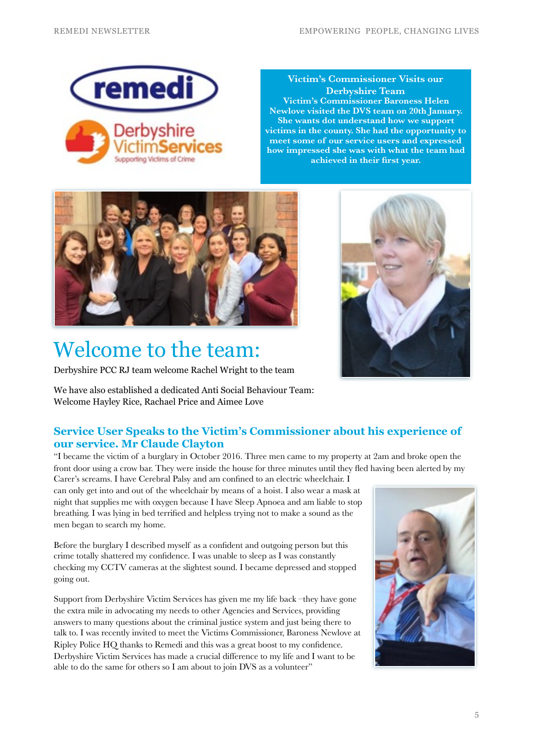**Victim's Commissioner Visits our Derbyshire Team**

**Victim's Commissioner Baroness Helen Newlove visited the DVS team on 20th January. She wants dot understand how we support victims in the county. She had the opportunity to meet some of our service users and expressed how impressed she was with what the team had achieved in their first year.**

# Welcome to the team:

Derbyshire PCC RJ team welcome Rachel Wright to the team

We have also established a dedicated Anti Social Behaviour Team: Welcome Hayley Rice, Rachael Price and Aimee Love

## Service User Speaks to the Victim's Commissioner about his experience of our service. Mr Claude Clayton

"I became the victim of a burglary in October 2016. Three men came to my property at 2am and broke open the front door using a crow bar. They were inside the house for three minutes until they fled having been alerted by my Carer's screams. I have Cerebral Palsy and am confined to an electric wheelchair. I can only get into and out of the wheelchair by means of a hoist. I also wear a mask at night that supplies me with oxygen because I have Sleep Apnoea and am liable to stop breathing. I was lying in bed terrified and helpless trying not to make a sound as the men began to search my home.

Before the burglary I described myself as a confident and outgoing person but this crime totally shattered my confidence. I was unable to sleep as I was constantly checking my CCTV cameras at the slightest sound. I became depressed and stopped going out.

Support from Derbyshire Victim Services has given me my life back –they have gone the extra mile in advocating my needs to other Agencies and Services, providing answers to many questions about the criminal justice system and just being there to talk to. I was recently invited to meet the Victims Commissioner, Baroness Newlove at Ripley Police HQ thanks to Remedi and this was a great boost to my confidence. Derbyshire Victim Services has made a crucial difference to my life and I want to be able to do the same for others so I am about to join DVS as a volunteer"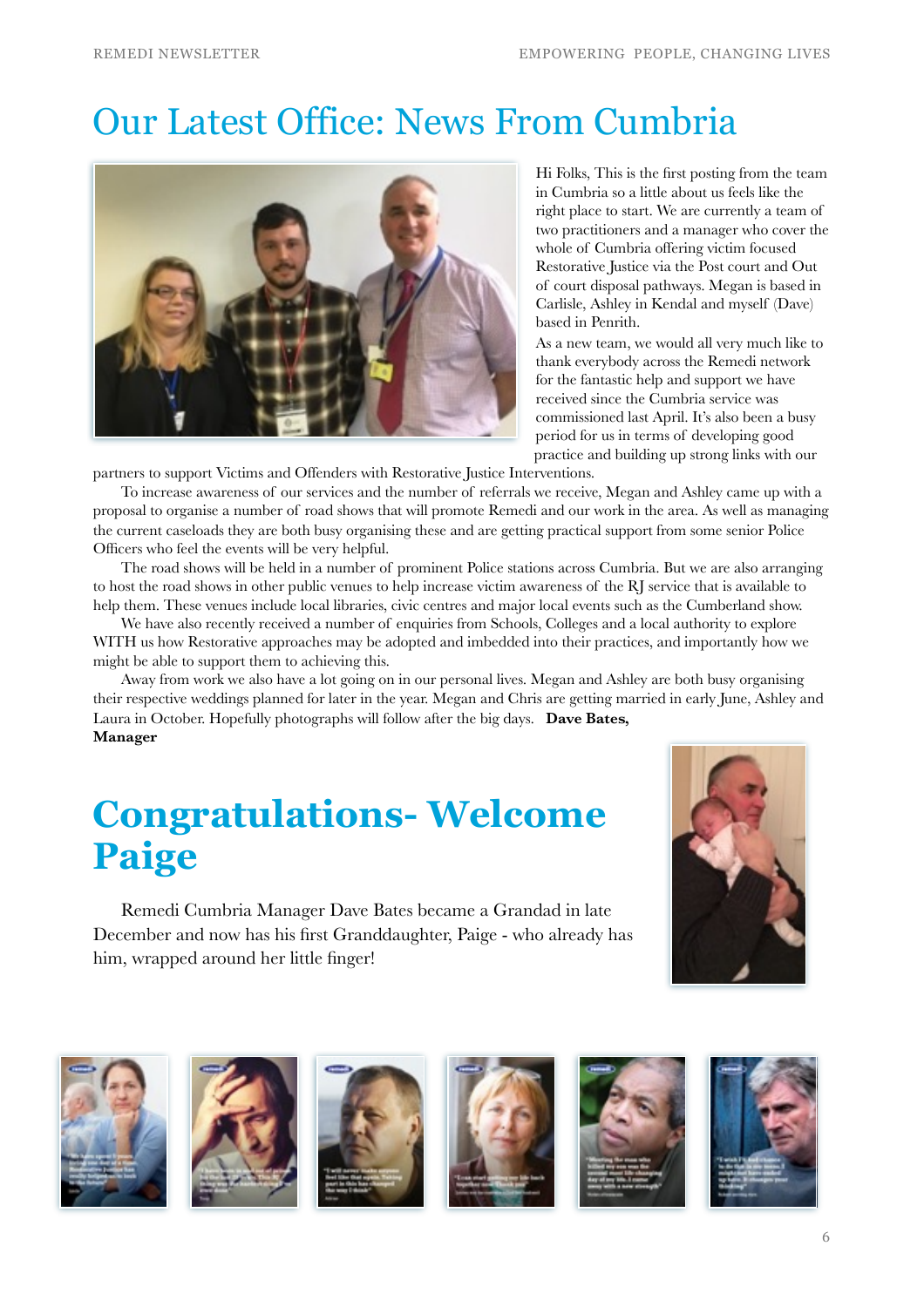# Our Latest Office: News From Cumbria

Hi Folks, This is the first posting from the team in Cumbria so a little about us feels like the right place to start. We are currently a team of two practitioners and a manager who cover the whole of Cumbria offering victim focused Restorative Justice via the Post court and Out of court disposal pathways. Megan is based in Carlisle, Ashley in Kendal and myself (Dave) based in Penrith.

As a new team, we would all very much like to thank everybody across the Remedi network for the fantastic help and support we have received since the Cumbria service was commissioned last April. It's also been a busy period for us in terms of developing good practice and building up strong links with our partners to support Victims and Offenders with Restorative Justice Interventions.

To increase awareness of our services and the number of referrals we receive, Megan and Ashley came up with a proposal to organise a number of road shows that will promote Remedi and our work in the area. As well as managing the current caseloads they are both busy organising these and are getting practical support from some senior Police Officers who feel the events will be very helpful.

The road shows will be held in a number of prominent Police stations across Cumbria. But we are also arranging to host the road shows in other public venues to help increase victim awareness of the RJ service that is available to help them. These venues include local libraries, civic centres and major local events such as the Cumberland show.

We have also recently received a number of enquiries from Schools, Colleges and a local authority to explore WITH us how Restorative approaches may be adopted and imbedded into their practices, and importantly how we might be able to support them to achieving this.

Away from work we also have a lot going on in our personal lives. Megan and Ashley are both busy organising their respective weddings planned for later in the year. Megan and Chris are getting married in early June, Ashley and Laura in October. Hopefully photographs will follow after the big days. **Dave Bates, Manager**

# Congratulations- Welcome Paige

Remedi Cumbria Manager Dave Bates became a Grandad in late December and now has his first Granddaughter, Paige - who already has him, wrapped around her little finger!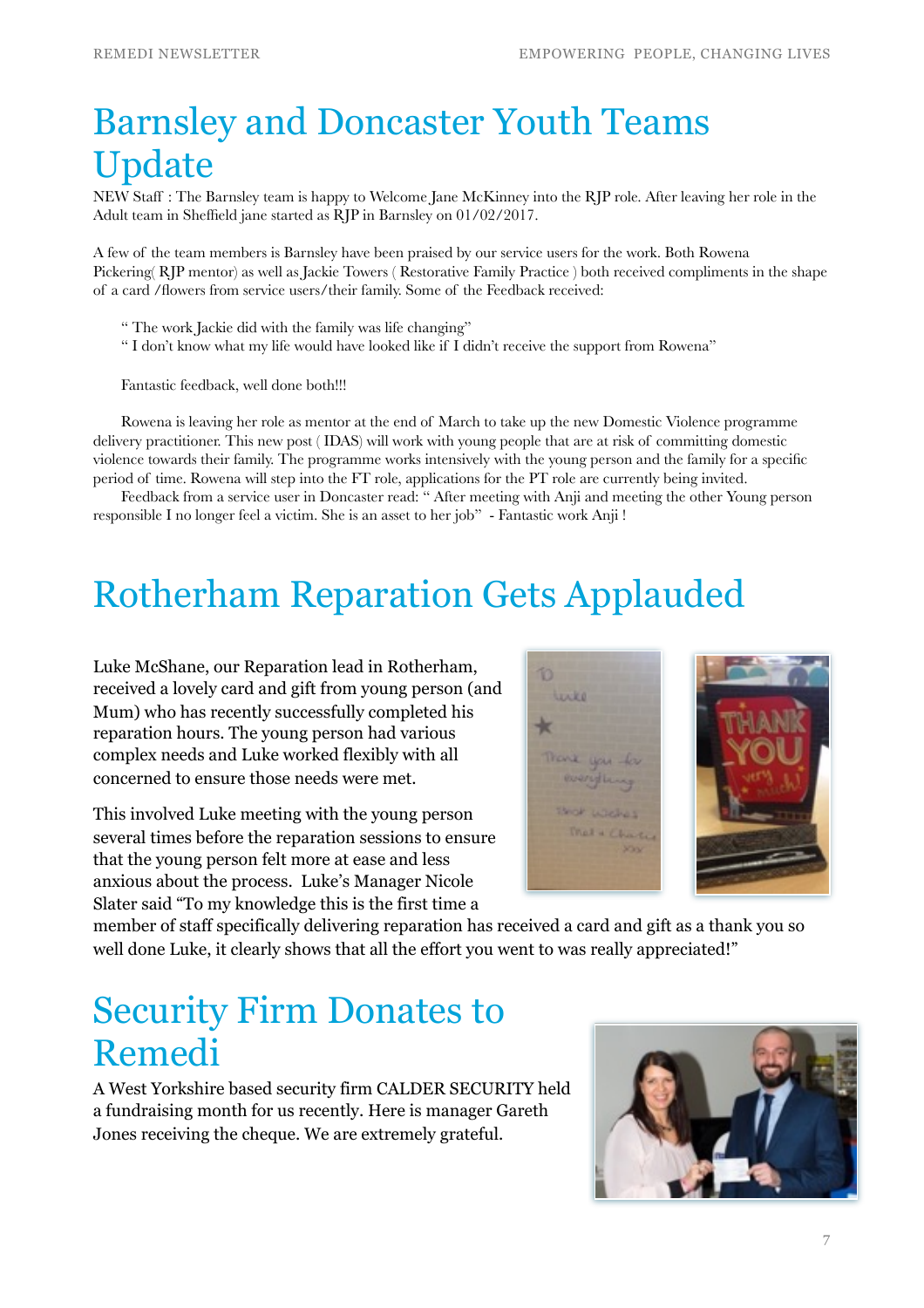# Barnsley and Doncaster Youth Teams Update

NEW Staff : The Barnsley team is happy to Welcome Jane McKinney into the RJP role. After leaving her role in the Adult team in Sheffield jane started as RJP in Barnsley on 01/02/2017.

A few of the team members is Barnsley have been praised by our service users for the work. Both Rowena Pickering( RJP mentor) as well as Jackie Towers ( Restorative Family Practice ) both received compliments in the shape of a card /flowers from service users/their family. Some of the Feedback received:

" The work Jackie did with the family was life changing"
" I don't know what my life would have looked like if I didn't receive the support from Rowena"

Fantastic feedback, well done both!!!

Rowena is leaving her role as mentor at the end of March to take up the new Domestic Violence programme delivery practitioner. This new post ( IDAS) will work with young people that are at risk of committing domestic violence towards their family. The programme works intensively with the young person and the family for a specific period of time. Rowena will step into the FT role, applications for the PT role are currently being invited.

Feedback from a service user in Doncaster read: " After meeting with Anji and meeting the other Young person responsible I no longer feel a victim. She is an asset to her job" - Fantastic work Anji !

# Rotherham Reparation Gets Applauded

Luke McShane, our Reparation lead in Rotherham, received a lovely card and gift from young person (and Mum) who has recently successfully completed his reparation hours. The young person had various complex needs and Luke worked flexibly with all concerned to ensure those needs were met.

This involved Luke meeting with the young person several times before the reparation sessions to ensure that the young person felt more at ease and less anxious about the process. Luke's Manager Nicole Slater said "To my knowledge this is the first time a member of staff specifically delivering reparation has received a card and gift as a thank you so well done Luke, it clearly shows that all the effort you went to was really appreciated!"

# Security Firm Donates to Remedi

A West Yorkshire based security firm CALDER SECURITY held a fundraising month for us recently. Here is manager Gareth Jones receiving the cheque. We are extremely grateful.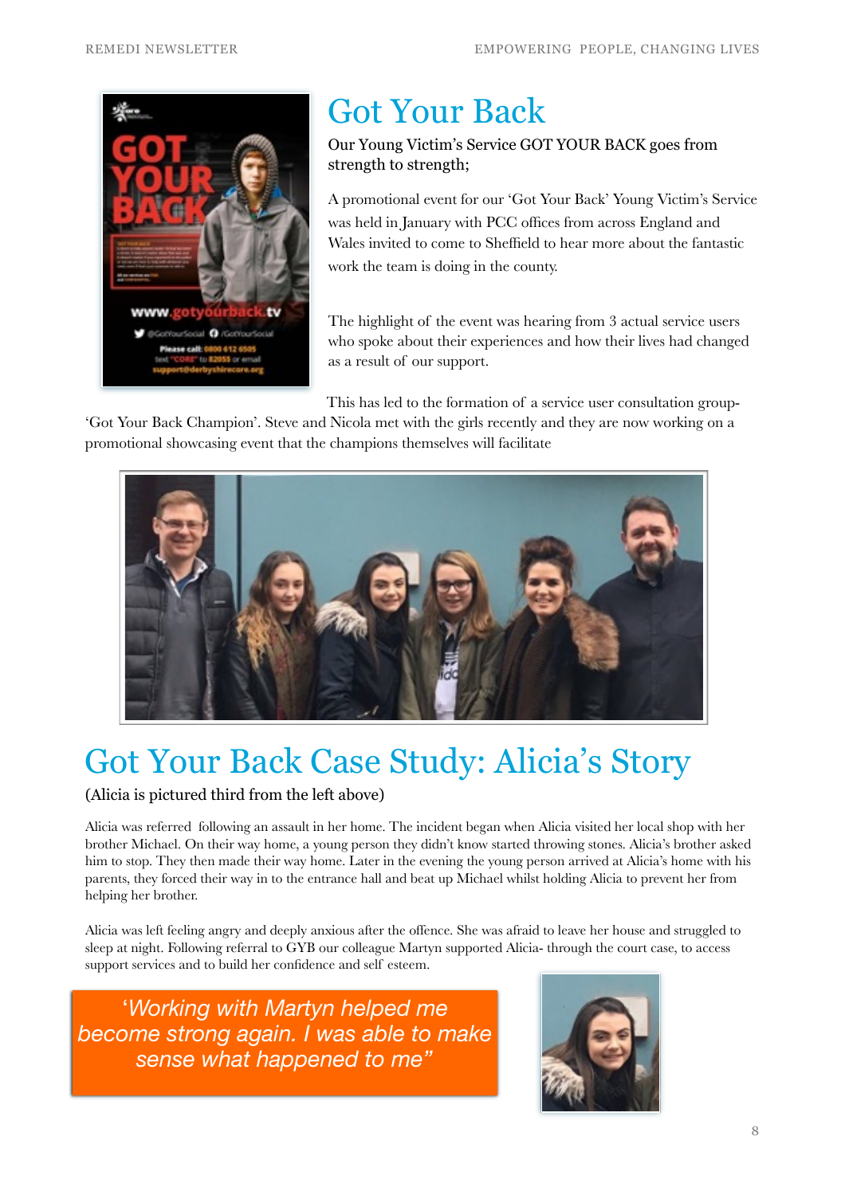# Got Your Back

Our Young Victim's Service GOT YOUR BACK goes from strength to strength;

A promotional event for our 'Got Your Back' Young Victim's Service was held in January with PCC offices from across England and Wales invited to come to Sheffield to hear more about the fantastic work the team is doing in the county.

The highlight of the event was hearing from 3 actual service users who spoke about their experiences and how their lives had changed as a result of our support.

This has led to the formation of a service user consultation group- 'Got Your Back Champion'. Steve and Nicola met with the girls recently and they are now working on a promotional showcasing event that the champions themselves will facilitate

# Got Your Back Case Study: Alicia's Story

(Alicia is pictured third from the left above)

Alicia was referred following an assault in her home. The incident began when Alicia visited her local shop with her brother Michael. On their way home, a young person they didn't know started throwing stones. Alicia's brother asked him to stop. They then made their way home. Later in the evening the young person arrived at Alicia's home with his parents, they forced their way in to the entrance hall and beat up Michael whilst holding Alicia to prevent her from helping her brother.

Alicia was left feeling angry and deeply anxious after the offence. She was afraid to leave her house and struggled to sleep at night. Following referral to GYB our colleague Martyn supported Alicia- through the court case, to access support services and to build her confidence and self esteem.

> *'Working with Martyn helped me become strong again. I was able to make sense what happened to me"*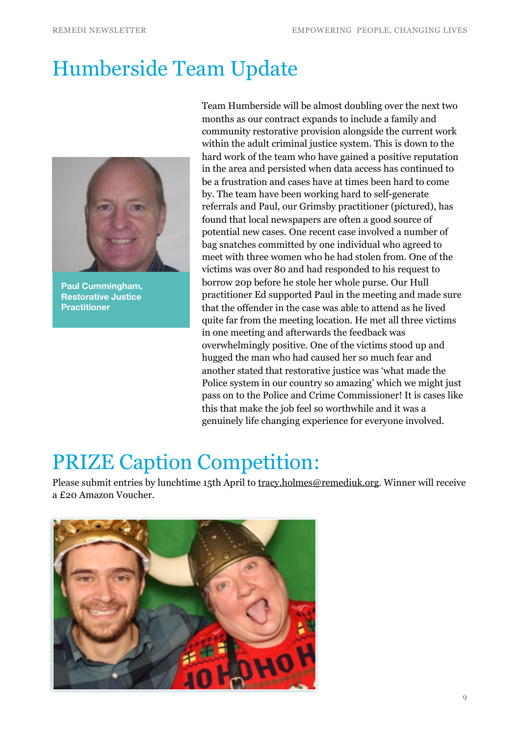# Humberside Team Update

Paul Cummingham, Restorative Justice Practitioner

Team Humberside will be almost doubling over the next two months as our contract expands to include a family and community restorative provision alongside the current work within the adult criminal justice system. This is down to the hard work of the team who have gained a positive reputation in the area and persisted when data access has continued to be a frustration and cases have at times been hard to come by. The team have been working hard to self-generate referrals and Paul, our Grimsby practitioner (pictured), has found that local newspapers are often a good source of potential new cases. One recent case involved a number of bag snatches committed by one individual who agreed to meet with three women who he had stolen from. One of the victims was over 80 and had responded to his request to borrow 20p before he stole her whole purse. Our Hull practitioner Ed supported Paul in the meeting and made sure that the offender in the case was able to attend as he lived quite far from the meeting location. He met all three victims in one meeting and afterwards the feedback was overwhelmingly positive. One of the victims stood up and hugged the man who had caused her so much fear and another stated that restorative justice was 'what made the Police system in our country so amazing' which we might just pass on to the Police and Crime Commissioner! It is cases like this that make the job feel so worthwhile and it was a genuinely life changing experience for everyone involved.

# PRIZE Caption Competition:

Please submit entries by lunchtime 15th April to tracy.holmes@remediuk.org. Winner will receive a £20 Amazon Voucher.